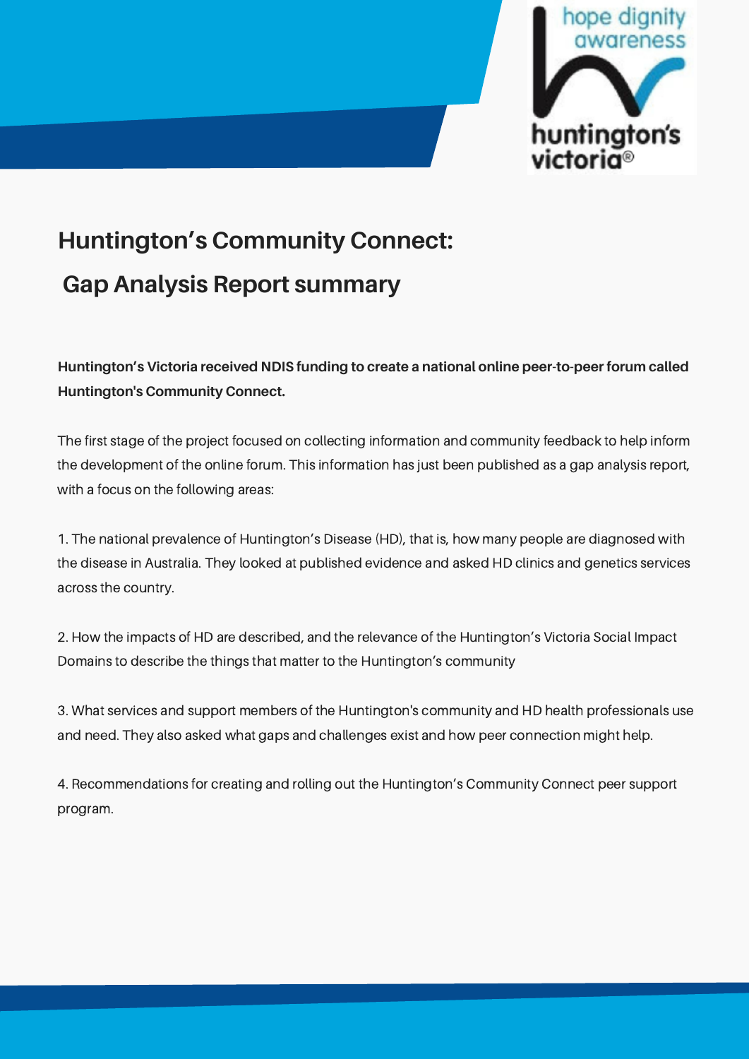hope dignity awareness

huntington's victoria®

# Huntington's Community Connect: Gap Analysis Report summary

**Huntington's Victoria received NDIS funding to create a national online peer-to-peer forum called Huntington's Community Connect.**

The first stage of the project focused on collecting information and community feedback to help inform the development of the online forum. This information has just been published as a gap analysis report, with a focus on the following areas:

1. The national prevalence of Huntington's Disease (HD), that is, how many people are diagnosed with the disease in Australia. They looked at published evidence and asked HD clinics and genetics services across the country.

2. How the impacts of HD are described, and the relevance of the Huntington's Victoria Social Impact Domains to describe the things that matter to the Huntington's community

3. What services and support members of the Huntington's community and HD health professionals use and need. They also asked what gaps and challenges exist and how peer connection might help.

4. Recommendations for creating and rolling out the Huntington's Community Connect peer support program.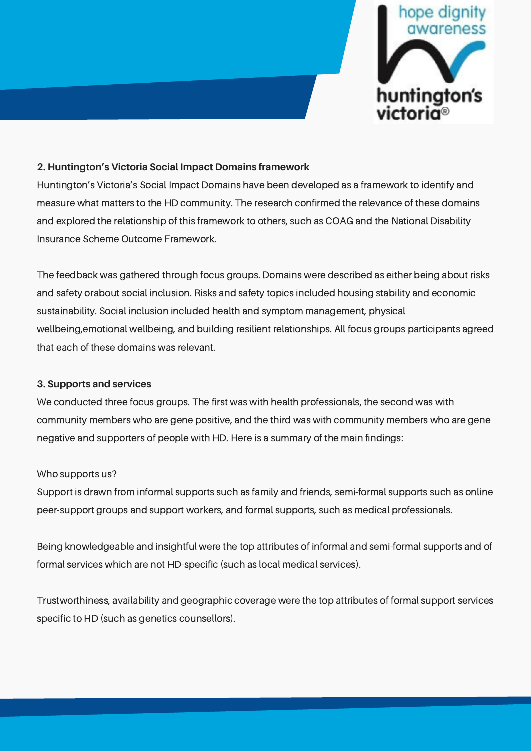**2. Huntington's Victoria Social Impact Domains framework**

Huntington's Victoria's Social Impact Domains have been developed as a framework to identify and measure what matters to the HD community. The research confirmed the relevance of these domains and explored the relationship of this framework to others, such as COAG and the National Disability Insurance Scheme Outcome Framework.

The feedback was gathered through focus groups. Domains were described as either being about risks and safety orabout social inclusion. Risks and safety topics included housing stability and economic sustainability. Social inclusion included health and symptom management, physical wellbeing,emotional wellbeing, and building resilient relationships. All focus groups participants agreed that each of these domains was relevant.

**3. Supports and services**

We conducted three focus groups. The first was with health professionals, the second was with community members who are gene positive, and the third was with community members who are gene negative and supporters of people with HD. Here is a summary of the main findings:

Who supports us?

Support is drawn from informal supports such as family and friends, semi-formal supports such as online peer-support groups and support workers, and formal supports, such as medical professionals.

Being knowledgeable and insightful were the top attributes of informal and semi-formal supports and of formal services which are not HD-specific (such as local medical services).

Trustworthiness, availability and geographic coverage were the top attributes of formal support services specific to HD (such as genetics counsellors).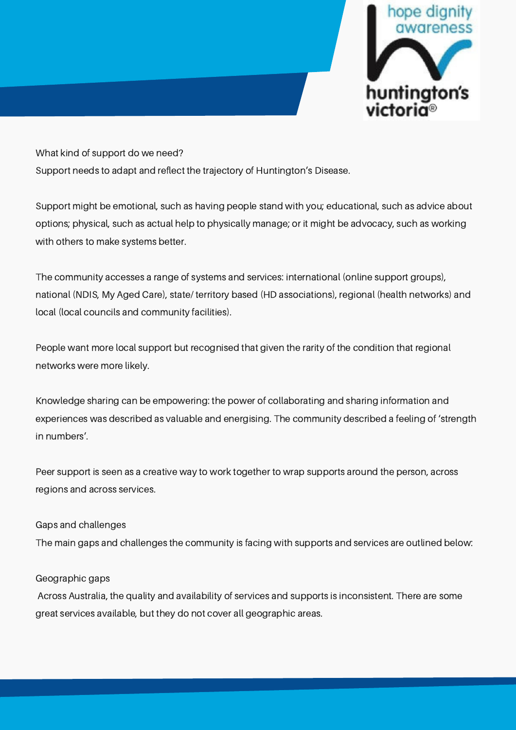## What kind of support do we need?

Support needs to adapt and reflect the trajectory of Huntington's Disease.

Support might be emotional, such as having people stand with you; educational, such as advice about options; physical, such as actual help to physically manage; or it might be advocacy, such as working with others to make systems better.

The community accesses a range of systems and services: international (online support groups), national (NDIS, My Aged Care), state/ territory based (HD associations), regional (health networks) and local (local councils and community facilities).

People want more local support but recognised that given the rarity of the condition that regional networks were more likely.

Knowledge sharing can be empowering: the power of collaborating and sharing information and experiences was described as valuable and energising. The community described a feeling of 'strength in numbers'.

Peer support is seen as a creative way to work together to wrap supports around the person, across regions and across services.

## Gaps and challenges

The main gaps and challenges the community is facing with supports and services are outlined below:

### Geographic gaps

Across Australia, the quality and availability of services and supports is inconsistent. There are some great services available, but they do not cover all geographic areas.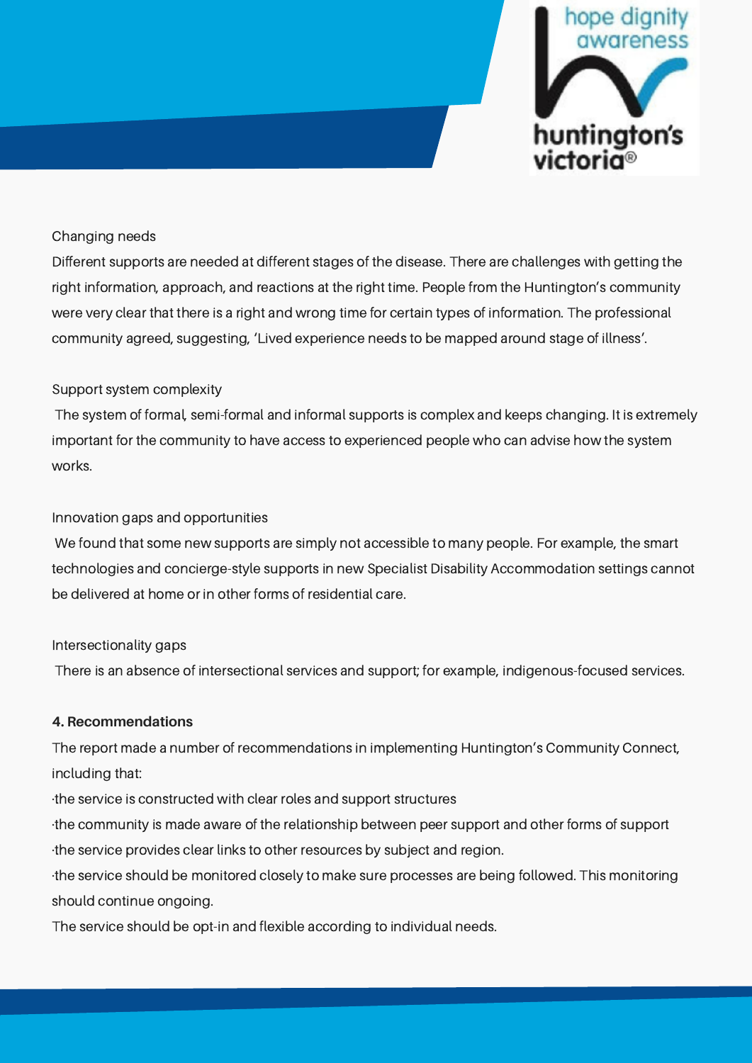Changing needs

Different supports are needed at different stages of the disease. There are challenges with getting the right information, approach, and reactions at the right time. People from the Huntington's community were very clear that there is a right and wrong time for certain types of information. The professional community agreed, suggesting, 'Lived experience needs to be mapped around stage of illness'.

Support system complexity

The system of formal, semi-formal and informal supports is complex and keeps changing. It is extremely important for the community to have access to experienced people who can advise how the system works.

Innovation gaps and opportunities

We found that some new supports are simply not accessible to many people. For example, the smart technologies and concierge-style supports in new Specialist Disability Accommodation settings cannot be delivered at home or in other forms of residential care.

Intersectionality gaps

There is an absence of intersectional services and support; for example, indigenous-focused services.

**4. Recommendations**

The report made a number of recommendations in implementing Huntington's Community Connect, including that:

- the service is constructed with clear roles and support structures
- the community is made aware of the relationship between peer support and other forms of support
- the service provides clear links to other resources by subject and region.
- the service should be monitored closely to make sure processes are being followed. This monitoring should continue ongoing.

The service should be opt-in and flexible according to individual needs.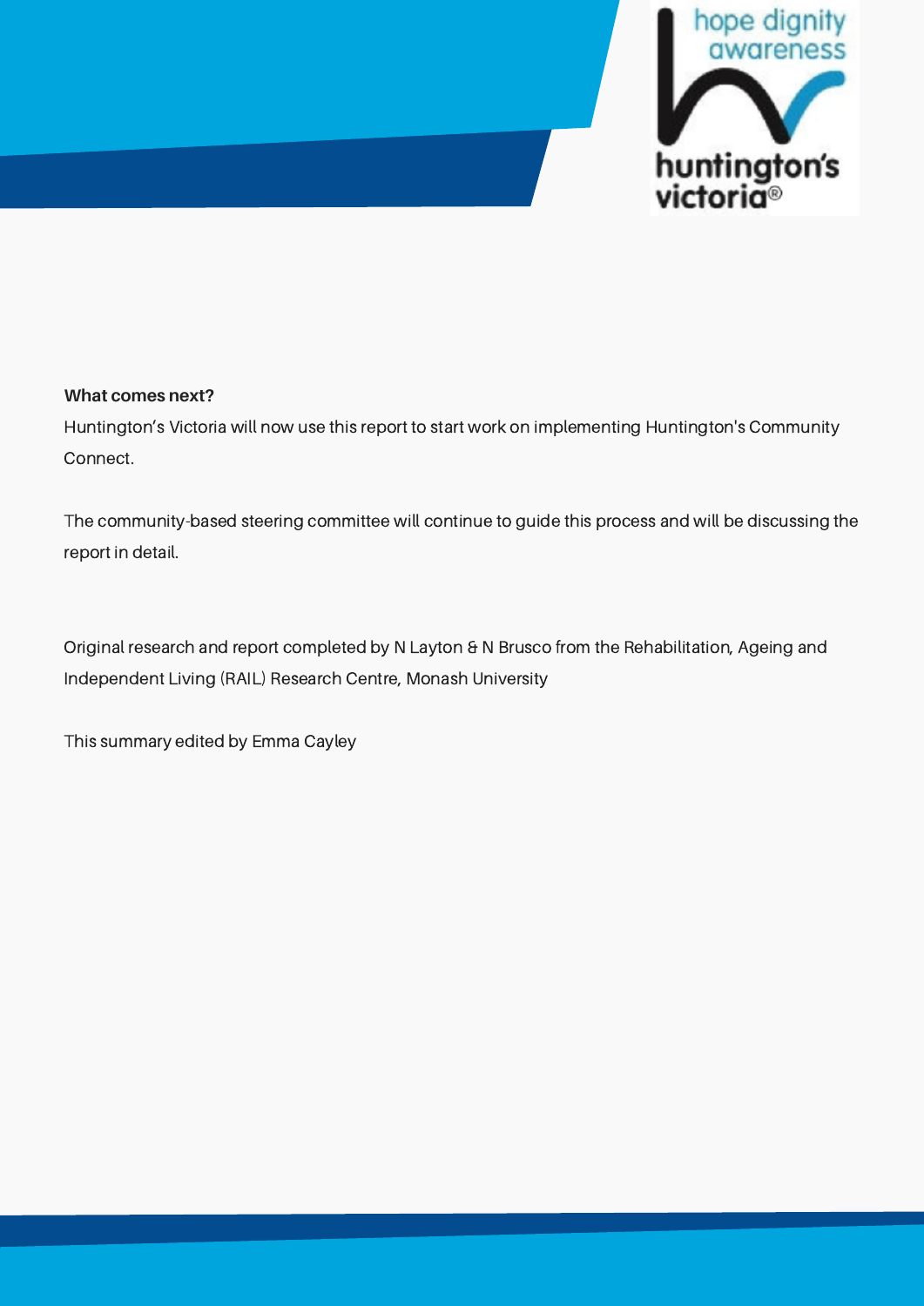**What comes next?**

Huntington's Victoria will now use this report to start work on implementing Huntington's Community Connect.

The community-based steering committee will continue to guide this process and will be discussing the report in detail.

Original research and report completed by N Layton & N Brusco from the Rehabilitation, Ageing and Independent Living (RAIL) Research Centre, Monash University

This summary edited by Emma Cayley